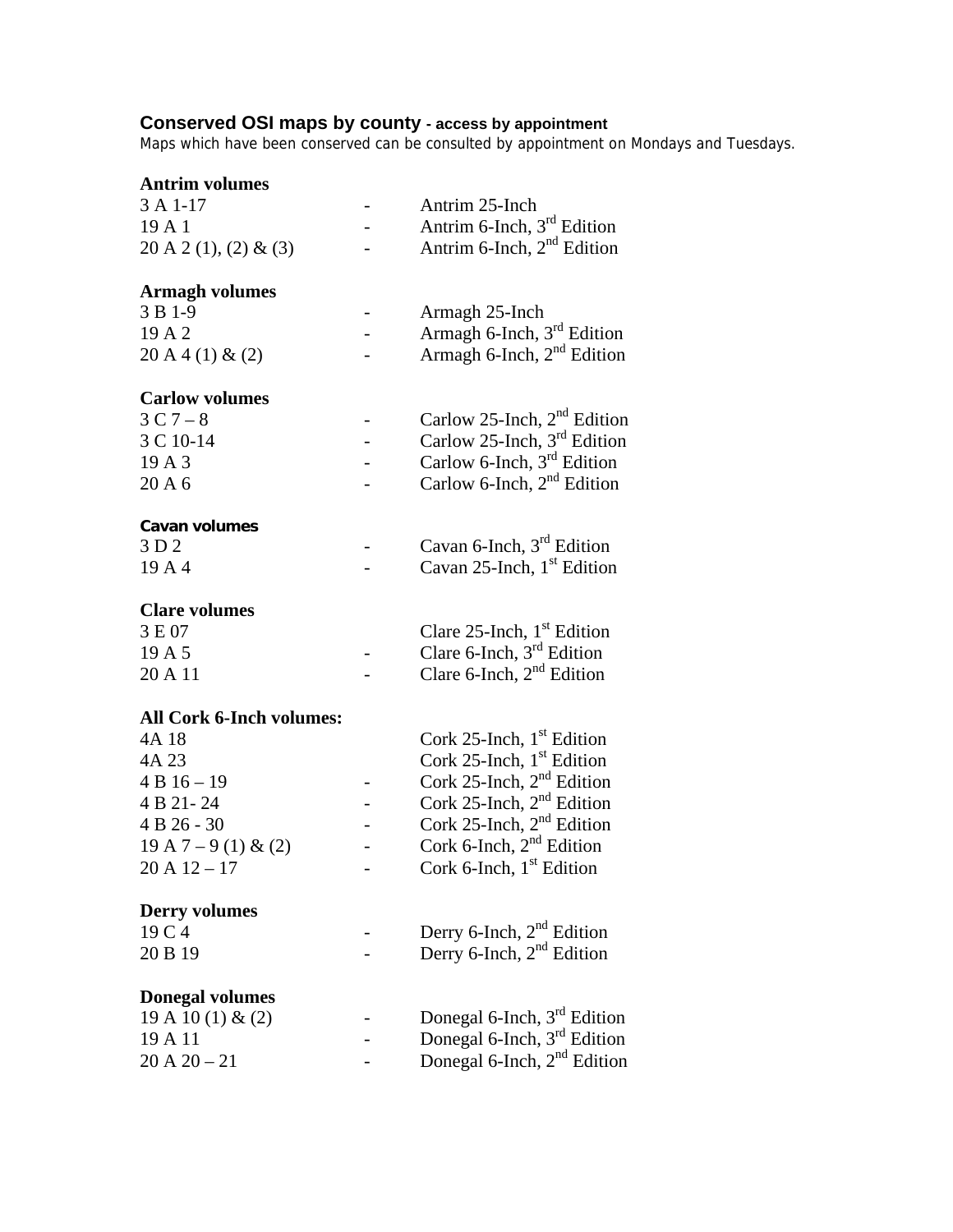## Conserved OSI maps by county - access by appointment

Maps which have been conserved can be consulted by appointment on Mondays and Tuesdays.

### Antrim volumes

| | | |
|---|---|---|
| 3 A 1-17 | - | Antrim 25-Inch |
| 19 A 1 | - | Antrim 6-Inch, 3rd Edition |
| 20 A 2 (1), (2) & (3) | - | Antrim 6-Inch, 2nd Edition |

### Armagh volumes

| | | |
|---|---|---|
| 3 B 1-9 | - | Armagh 25-Inch |
| 19 A 2 | - | Armagh 6-Inch, 3rd Edition |
| 20 A 4 (1) & (2) | - | Armagh 6-Inch, 2nd Edition |

### Carlow volumes

| | | |
|---|---|---|
| 3 C 7 – 8 | - | Carlow 25-Inch, 2nd Edition |
| 3 C 10-14 | - | Carlow 25-Inch, 3rd Edition |
| 19 A 3 | - | Carlow 6-Inch, 3rd Edition |
| 20 A 6 | - | Carlow 6-Inch, 2nd Edition |

### Cavan volumes

| | | |
|---|---|---|
| 3 D 2 | - | Cavan 6-Inch, 3rd Edition |
| 19 A 4 | - | Cavan 25-Inch, 1st Edition |

### Clare volumes

| | | |
|---|---|---|
| 3 E 07 | | Clare 25-Inch, 1st Edition |
| 19 A 5 | - | Clare 6-Inch, 3rd Edition |
| 20 A 11 | - | Clare 6-Inch, 2nd Edition |

### All Cork 6-Inch volumes:

| | | |
|---|---|---|
| 4A 18 | | Cork 25-Inch, 1st Edition |
| 4A 23 | | Cork 25-Inch, 1st Edition |
| 4 B 16 – 19 | - | Cork 25-Inch, 2nd Edition |
| 4 B 21- 24 | - | Cork 25-Inch, 2nd Edition |
| 4 B 26 - 30 | - | Cork 25-Inch, 2nd Edition |
| 19 A 7 – 9 (1) & (2) | - | Cork 6-Inch, 2nd Edition |
| 20 A 12 – 17 | - | Cork 6-Inch, 1st Edition |

### Derry volumes

| | | |
|---|---|---|
| 19 C 4 | - | Derry 6-Inch, 2nd Edition |
| 20 B 19 | - | Derry 6-Inch, 2nd Edition |

### Donegal volumes

| | | |
|---|---|---|
| 19 A 10 (1) & (2) | - | Donegal 6-Inch, 3rd Edition |
| 19 A 11 | - | Donegal 6-Inch, 3rd Edition |
| 20 A 20 – 21 | - | Donegal 6-Inch, 2nd Edition |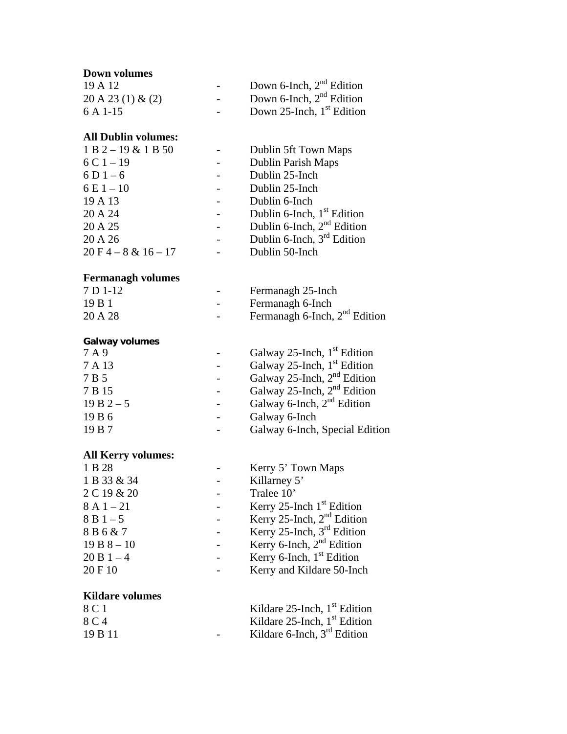**Down volumes**

| | | |
|---|---|---|
| 19 A 12 | - | Down 6-Inch, 2nd Edition |
| 20 A 23 (1) & (2) | - | Down 6-Inch, 2nd Edition |
| 6 A 1-15 | - | Down 25-Inch, 1st Edition |

**All Dublin volumes:**

| | | |
|---|---|---|
| 1 B 2 – 19 & 1 B 50 | - | Dublin 5ft Town Maps |
| 6 C 1 – 19 | - | Dublin Parish Maps |
| 6 D 1 – 6 | - | Dublin 25-Inch |
| 6 E 1 – 10 | - | Dublin 25-Inch |
| 19 A 13 | - | Dublin 6-Inch |
| 20 A 24 | - | Dublin 6-Inch, 1st Edition |
| 20 A 25 | - | Dublin 6-Inch, 2nd Edition |
| 20 A 26 | - | Dublin 6-Inch, 3rd Edition |
| 20 F 4 – 8 & 16 – 17 | - | Dublin 50-Inch |

**Fermanagh volumes**

| | | |
|---|---|---|
| 7 D 1-12 | - | Fermanagh 25-Inch |
| 19 B 1 | - | Fermanagh 6-Inch |
| 20 A 28 | - | Fermanagh 6-Inch, 2nd Edition |

**Galway volumes**

| | | |
|---|---|---|
| 7 A 9 | - | Galway 25-Inch, 1st Edition |
| 7 A 13 | - | Galway 25-Inch, 1st Edition |
| 7 B 5 | - | Galway 25-Inch, 2nd Edition |
| 7 B 15 | - | Galway 25-Inch, 2nd Edition |
| 19 B 2 – 5 | - | Galway 6-Inch, 2nd Edition |
| 19 B 6 | - | Galway 6-Inch |
| 19 B 7 | - | Galway 6-Inch, Special Edition |

**All Kerry volumes:**

| | | |
|---|---|---|
| 1 B 28 | - | Kerry 5' Town Maps |
| 1 B 33 & 34 | - | Killarney 5' |
| 2 C 19 & 20 | - | Tralee 10' |
| 8 A 1 – 21 | - | Kerry 25-Inch 1st Edition |
| 8 B 1 – 5 | - | Kerry 25-Inch, 2nd Edition |
| 8 B 6 & 7 | - | Kerry 25-Inch, 3rd Edition |
| 19 B 8 – 10 | - | Kerry 6-Inch, 2nd Edition |
| 20 B 1 – 4 | - | Kerry 6-Inch, 1st Edition |
| 20 F 10 | - | Kerry and Kildare 50-Inch |

**Kildare volumes**

| | | |
|---|---|---|
| 8 C 1 | | Kildare 25-Inch, 1st Edition |
| 8 C 4 | | Kildare 25-Inch, 1st Edition |
| 19 B 11 | - | Kildare 6-Inch, 3rd Edition |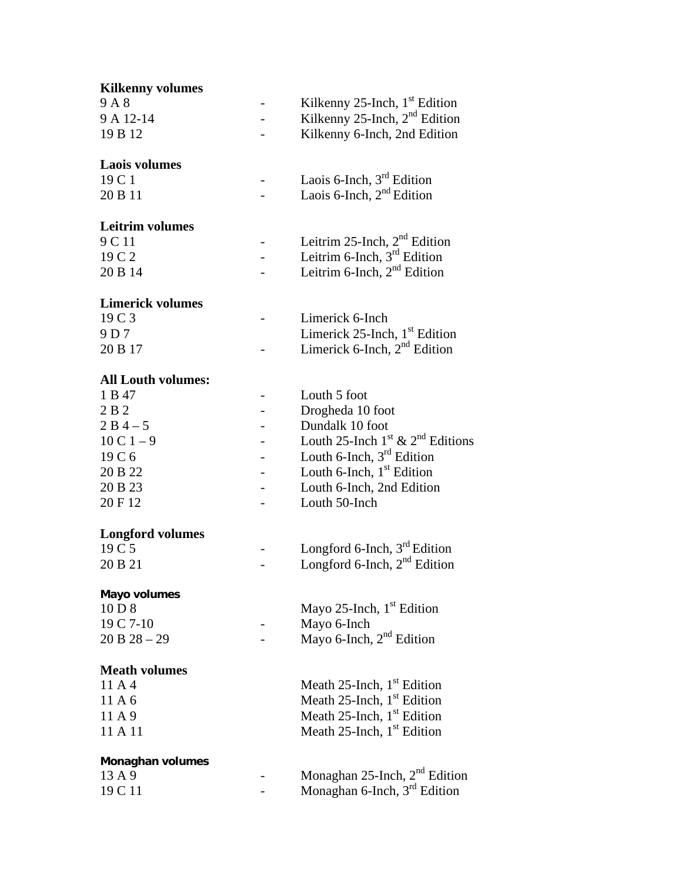**Kilkenny volumes**

| | | |
|---|---|---|
| 9 A 8 | - | Kilkenny 25-Inch, 1st Edition |
| 9 A 12-14 | - | Kilkenny 25-Inch, 2nd Edition |
| 19 B 12 | - | Kilkenny 6-Inch, 2nd Edition |

**Laois volumes**

| | | |
|---|---|---|
| 19 C 1 | - | Laois 6-Inch, 3rd Edition |
| 20 B 11 | - | Laois 6-Inch, 2nd Edition |

**Leitrim volumes**

| | | |
|---|---|---|
| 9 C 11 | - | Leitrim 25-Inch, 2nd Edition |
| 19 C 2 | - | Leitrim 6-Inch, 3rd Edition |
| 20 B 14 | - | Leitrim 6-Inch, 2nd Edition |

**Limerick volumes**

| | | |
|---|---|---|
| 19 C 3 | - | Limerick 6-Inch |
| 9 D 7 | | Limerick 25-Inch, 1st Edition |
| 20 B 17 | - | Limerick 6-Inch, 2nd Edition |

**All Louth volumes:**

| | | |
|---|---|---|
| 1 B 47 | - | Louth 5 foot |
| 2 B 2 | - | Drogheda 10 foot |
| 2 B 4 – 5 | - | Dundalk 10 foot |
| 10 C 1 – 9 | - | Louth 25-Inch 1st & 2nd Editions |
| 19 C 6 | - | Louth 6-Inch, 3rd Edition |
| 20 B 22 | - | Louth 6-Inch, 1st Edition |
| 20 B 23 | - | Louth 6-Inch, 2nd Edition |
| 20 F 12 | - | Louth 50-Inch |

**Longford volumes**

| | | |
|---|---|---|
| 19 C 5 | - | Longford 6-Inch, 3rd Edition |
| 20 B 21 | - | Longford 6-Inch, 2nd Edition |

**Mayo volumes**

| | | |
|---|---|---|
| 10 D 8 | | Mayo 25-Inch, 1st Edition |
| 19 C 7-10 | - | Mayo 6-Inch |
| 20 B 28 – 29 | - | Mayo 6-Inch, 2nd Edition |

**Meath volumes**

| | | |
|---|---|---|
| 11 A 4 | | Meath 25-Inch, 1st Edition |
| 11 A 6 | | Meath 25-Inch, 1st Edition |
| 11 A 9 | | Meath 25-Inch, 1st Edition |
| 11 A 11 | | Meath 25-Inch, 1st Edition |

**Monaghan volumes**

| | | |
|---|---|---|
| 13 A 9 | - | Monaghan 25-Inch, 2nd Edition |
| 19 C 11 | - | Monaghan 6-Inch, 3rd Edition |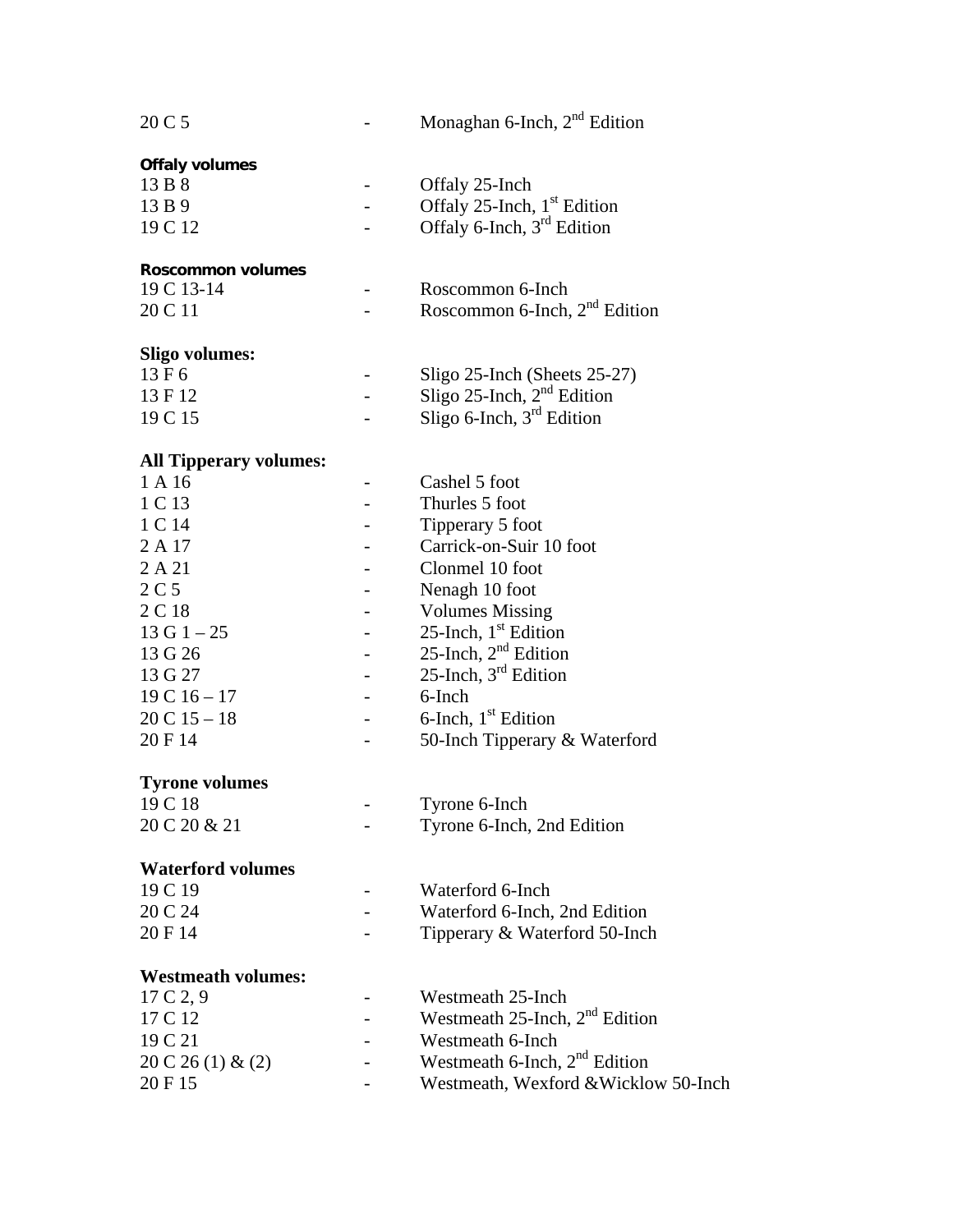20 C 5 - Monaghan 6-Inch, 2nd Edition

**Offaly volumes**

13 B 8 - Offaly 25-Inch
13 B 9 - Offaly 25-Inch, 1st Edition
19 C 12 - Offaly 6-Inch, 3rd Edition

**Roscommon volumes**

19 C 13-14 - Roscommon 6-Inch
20 C 11 - Roscommon 6-Inch, 2nd Edition

**Sligo volumes:**

13 F 6 - Sligo 25-Inch (Sheets 25-27)
13 F 12 - Sligo 25-Inch, 2nd Edition
19 C 15 - Sligo 6-Inch, 3rd Edition

**All Tipperary volumes:**

1 A 16 - Cashel 5 foot
1 C 13 - Thurles 5 foot
1 C 14 - Tipperary 5 foot
2 A 17 - Carrick-on-Suir 10 foot
2 A 21 - Clonmel 10 foot
2 C 5 - Nenagh 10 foot
2 C 18 - Volumes Missing
13 G 1 – 25 - 25-Inch, 1st Edition
13 G 26 - 25-Inch, 2nd Edition
13 G 27 - 25-Inch, 3rd Edition
19 C 16 – 17 - 6-Inch
20 C 15 – 18 - 6-Inch, 1st Edition
20 F 14 - 50-Inch Tipperary & Waterford

**Tyrone volumes**

19 C 18 - Tyrone 6-Inch
20 C 20 & 21 - Tyrone 6-Inch, 2nd Edition

**Waterford volumes**

19 C 19 - Waterford 6-Inch
20 C 24 - Waterford 6-Inch, 2nd Edition
20 F 14 - Tipperary & Waterford 50-Inch

**Westmeath volumes:**

17 C 2, 9 - Westmeath 25-Inch
17 C 12 - Westmeath 25-Inch, 2nd Edition
19 C 21 - Westmeath 6-Inch
20 C 26 (1) & (2) - Westmeath 6-Inch, 2nd Edition
20 F 15 - Westmeath, Wexford &Wicklow 50-Inch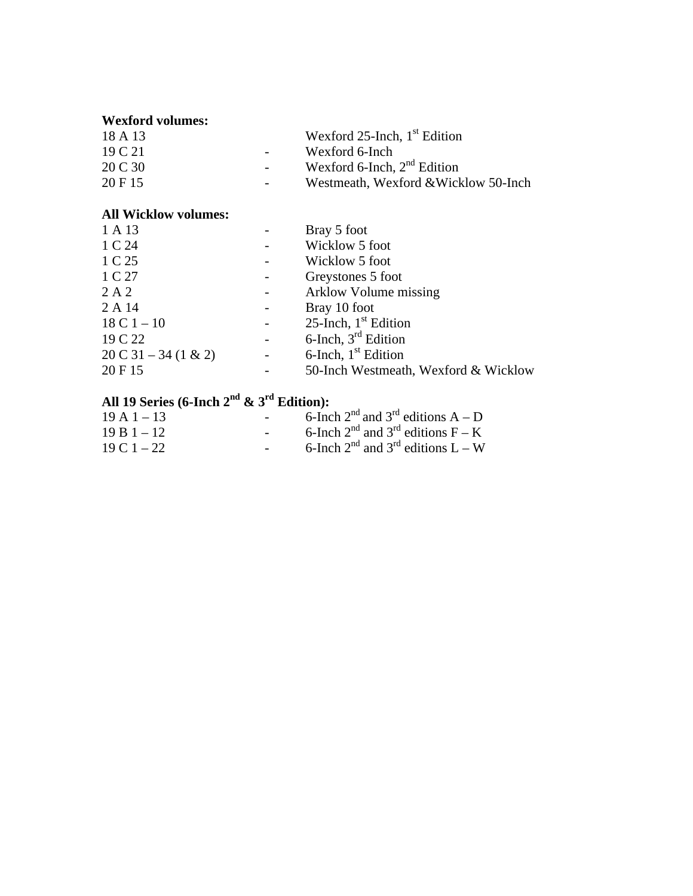**Wexford volumes:**

| | | |
|---|---|---|
| 18 A 13 | | Wexford 25-Inch, 1st Edition |
| 19 C 21 | - | Wexford 6-Inch |
| 20 C 30 | - | Wexford 6-Inch, 2nd Edition |
| 20 F 15 | - | Westmeath, Wexford &Wicklow 50-Inch |

**All Wicklow volumes:**

| | | |
|---|---|---|
| 1 A 13 | - | Bray 5 foot |
| 1 C 24 | - | Wicklow 5 foot |
| 1 C 25 | - | Wicklow 5 foot |
| 1 C 27 | - | Greystones 5 foot |
| 2 A 2 | - | Arklow Volume missing |
| 2 A 14 | - | Bray 10 foot |
| 18 C 1 – 10 | - | 25-Inch, 1st Edition |
| 19 C 22 | - | 6-Inch, 3rd Edition |
| 20 C 31 – 34 (1 & 2) | - | 6-Inch, 1st Edition |
| 20 F 15 | - | 50-Inch Westmeath, Wexford & Wicklow |

**All 19 Series (6-Inch 2nd & 3rd Edition):**

| | | |
|---|---|---|
| 19 A 1 – 13 | - | 6-Inch 2nd and 3rd editions A – D |
| 19 B 1 – 12 | - | 6-Inch 2nd and 3rd editions F – K |
| 19 C 1 – 22 | - | 6-Inch 2nd and 3rd editions L – W |